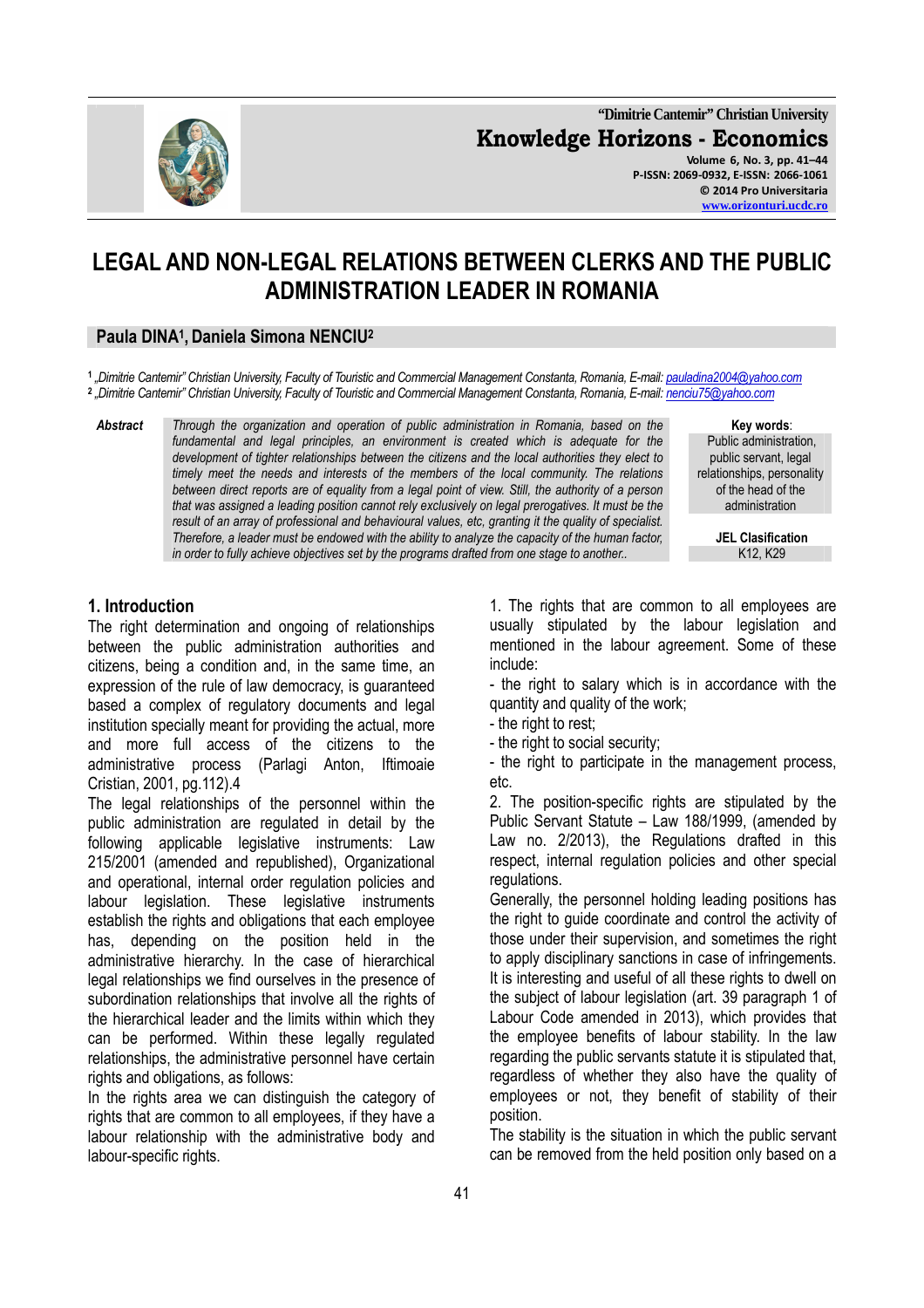# LEGAL AND NON-LEGAL RELATIONS BETWEEN CLERKS AND THE PUBLIC ADMINISTRATION LEADER IN ROMANIA

**Paula DINA[1], Daniela Simona NENCIU[2]**

[1] „Dimitrie Cantemir" Christian University, Faculty of Touristic and Commercial Management Constanta, Romania, E-mail: pauladina2004@yahoo.com
[2] „Dimitrie Cantemir" Christian University, Faculty of Touristic and Commercial Management Constanta, Romania, E-mail: nenciu75@yahoo.com

***Abstract*** *Through the organization and operation of public administration in Romania, based on the fundamental and legal principles, an environment is created which is adequate for the development of tighter relationships between the citizens and the local authorities they elect to timely meet the needs and interests of the members of the local community. The relations between direct reports are of equality from a legal point of view. Still, the authority of a person that was assigned a leading position cannot rely exclusively on legal prerogatives. It must be the result of an array of professional and behavioural values, etc, granting it the quality of specialist. Therefore, a leader must be endowed with the ability to analyze the capacity of the human factor, in order to fully achieve objectives set by the programs drafted from one stage to another..*

**Key words**: Public administration, public servant, legal relationships, personality of the head of the administration

**JEL Clasification**
K12, K29

## 1. Introduction

The right determination and ongoing of relationships between the public administration authorities and citizens, being a condition and, in the same time, an expression of the rule of law democracy, is guaranteed based a complex of regulatory documents and legal institution specially meant for providing the actual, more and more full access of the citizens to the administrative process (Parlagi Anton, Iftimoaie Cristian, 2001, pg.112).4

The legal relationships of the personnel within the public administration are regulated in detail by the following applicable legislative instruments: Law 215/2001 (amended and republished), Organizational and operational, internal order regulation policies and labour legislation. These legislative instruments establish the rights and obligations that each employee has, depending on the position held in the administrative hierarchy. In the case of hierarchical legal relationships we find ourselves in the presence of subordination relationships that involve all the rights of the hierarchical leader and the limits within which they can be performed. Within these legally regulated relationships, the administrative personnel have certain rights and obligations, as follows:

In the rights area we can distinguish the category of rights that are common to all employees, if they have a labour relationship with the administrative body and labour-specific rights.

1. The rights that are common to all employees are usually stipulated by the labour legislation and mentioned in the labour agreement. Some of these include:

- the right to salary which is in accordance with the quantity and quality of the work;
- the right to rest;
- the right to social security;
- the right to participate in the management process, etc.

2. The position-specific rights are stipulated by the Public Servant Statute – Law 188/1999, (amended by Law no. 2/2013), the Regulations drafted in this respect, internal regulation policies and other special regulations.

Generally, the personnel holding leading positions has the right to guide coordinate and control the activity of those under their supervision, and sometimes the right to apply disciplinary sanctions in case of infringements. It is interesting and useful of all these rights to dwell on the subject of labour legislation (art. 39 paragraph 1 of Labour Code amended in 2013), which provides that the employee benefits of labour stability. In the law regarding the public servants statute it is stipulated that, regardless of whether they also have the quality of employees or not, they benefit of stability of their position.

The stability is the situation in which the public servant can be removed from the held position only based on a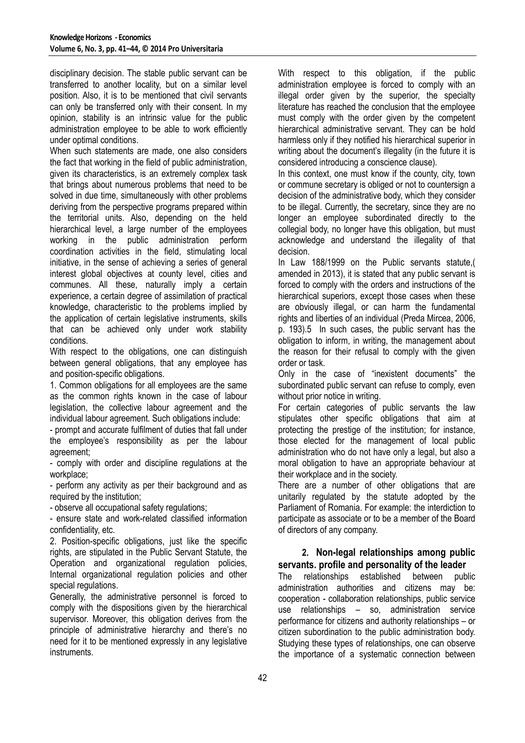disciplinary decision. The stable public servant can be transferred to another locality, but on a similar level position. Also, it is to be mentioned that civil servants can only be transferred only with their consent. In my opinion, stability is an intrinsic value for the public administration employee to be able to work efficiently under optimal conditions.

When such statements are made, one also considers the fact that working in the field of public administration, given its characteristics, is an extremely complex task that brings about numerous problems that need to be solved in due time, simultaneously with other problems deriving from the perspective programs prepared within the territorial units. Also, depending on the held hierarchical level, a large number of the employees working in the public administration perform coordination activities in the field, stimulating local initiative, in the sense of achieving a series of general interest global objectives at county level, cities and communes. All these, naturally imply a certain experience, a certain degree of assimilation of practical knowledge, characteristic to the problems implied by the application of certain legislative instruments, skills that can be achieved only under work stability conditions.

With respect to the obligations, one can distinguish between general obligations, that any employee has and position-specific obligations.

1. Common obligations for all employees are the same as the common rights known in the case of labour legislation, the collective labour agreement and the individual labour agreement. Such obligations include:

- prompt and accurate fulfilment of duties that fall under the employee's responsibility as per the labour agreement;
- comply with order and discipline regulations at the workplace;
- perform any activity as per their background and as required by the institution;
- observe all occupational safety regulations;
- ensure state and work-related classified information confidentiality, etc.

2. Position-specific obligations, just like the specific rights, are stipulated in the Public Servant Statute, the Operation and organizational regulation policies, Internal organizational regulation policies and other special regulations.

Generally, the administrative personnel is forced to comply with the dispositions given by the hierarchical supervisor. Moreover, this obligation derives from the principle of administrative hierarchy and there's no need for it to be mentioned expressly in any legislative instruments.

With respect to this obligation, if the public administration employee is forced to comply with an illegal order given by the superior, the specialty literature has reached the conclusion that the employee must comply with the order given by the competent hierarchical administrative servant. They can be hold harmless only if they notified his hierarchical superior in writing about the document's illegality (in the future it is considered introducing a conscience clause).

In this context, one must know if the county, city, town or commune secretary is obliged or not to countersign a decision of the administrative body, which they consider to be illegal. Currently, the secretary, since they are no longer an employee subordinated directly to the collegial body, no longer have this obligation, but must acknowledge and understand the illegality of that decision.

In Law 188/1999 on the Public servants statute,( amended in 2013), it is stated that any public servant is forced to comply with the orders and instructions of the hierarchical superiors, except those cases when these are obviously illegal, or can harm the fundamental rights and liberties of an individual (Preda Mircea, 2006, p. 193).5 In such cases, the public servant has the obligation to inform, in writing, the management about the reason for their refusal to comply with the given order or task.

Only in the case of "inexistent documents" the subordinated public servant can refuse to comply, even without prior notice in writing.

For certain categories of public servants the law stipulates other specific obligations that aim at protecting the prestige of the institution; for instance, those elected for the management of local public administration who do not have only a legal, but also a moral obligation to have an appropriate behaviour at their workplace and in the society.

There are a number of other obligations that are unitarily regulated by the statute adopted by the Parliament of Romania. For example: the interdiction to participate as associate or to be a member of the Board of directors of any company.

## 2. Non-legal relationships among public servants. profile and personality of the leader

The relationships established between public administration authorities and citizens may be: cooperation - collaboration relationships, public service use relationships – so, administration service performance for citizens and authority relationships – or citizen subordination to the public administration body. Studying these types of relationships, one can observe the importance of a systematic connection between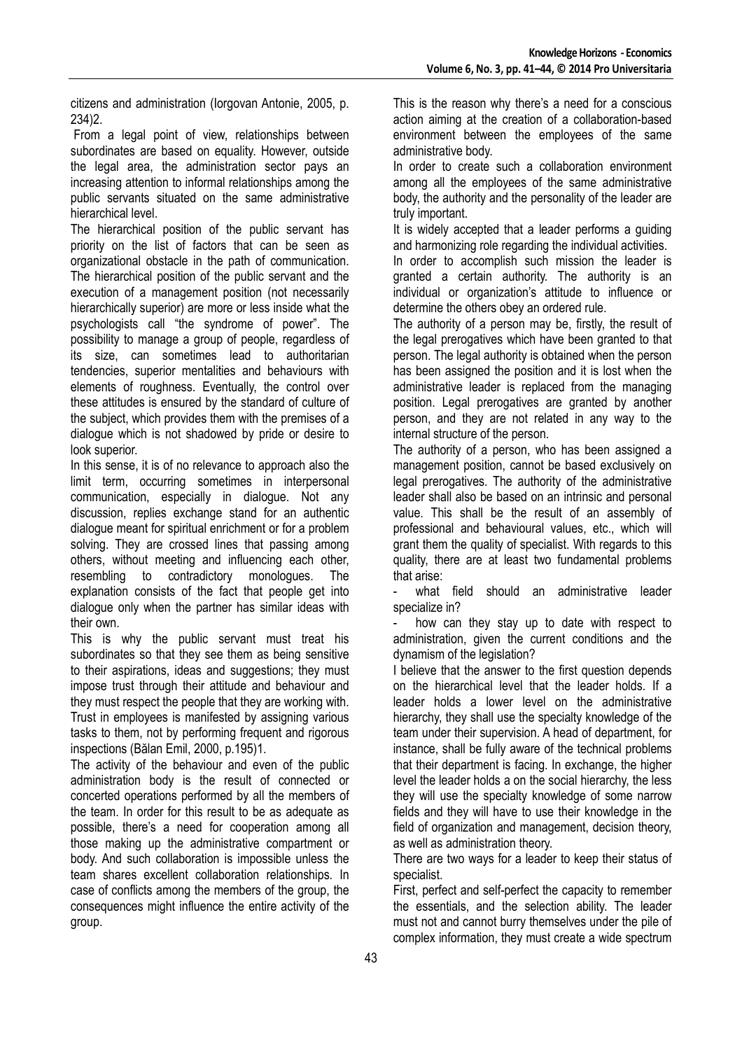citizens and administration (Iorgovan Antonie, 2005, p. 234)2.

From a legal point of view, relationships between subordinates are based on equality. However, outside the legal area, the administration sector pays an increasing attention to informal relationships among the public servants situated on the same administrative hierarchical level.

The hierarchical position of the public servant has priority on the list of factors that can be seen as organizational obstacle in the path of communication. The hierarchical position of the public servant and the execution of a management position (not necessarily hierarchically superior) are more or less inside what the psychologists call "the syndrome of power". The possibility to manage a group of people, regardless of its size, can sometimes lead to authoritarian tendencies, superior mentalities and behaviours with elements of roughness. Eventually, the control over these attitudes is ensured by the standard of culture of the subject, which provides them with the premises of a dialogue which is not shadowed by pride or desire to look superior.

In this sense, it is of no relevance to approach also the limit term, occurring sometimes in interpersonal communication, especially in dialogue. Not any discussion, replies exchange stand for an authentic dialogue meant for spiritual enrichment or for a problem solving. They are crossed lines that passing among others, without meeting and influencing each other, resembling to contradictory monologues. The explanation consists of the fact that people get into dialogue only when the partner has similar ideas with their own.

This is why the public servant must treat his subordinates so that they see them as being sensitive to their aspirations, ideas and suggestions; they must impose trust through their attitude and behaviour and they must respect the people that they are working with. Trust in employees is manifested by assigning various tasks to them, not by performing frequent and rigorous inspections (Bălan Emil, 2000, p.195)1.

The activity of the behaviour and even of the public administration body is the result of connected or concerted operations performed by all the members of the team. In order for this result to be as adequate as possible, there's a need for cooperation among all those making up the administrative compartment or body. And such collaboration is impossible unless the team shares excellent collaboration relationships. In case of conflicts among the members of the group, the consequences might influence the entire activity of the group.

This is the reason why there's a need for a conscious action aiming at the creation of a collaboration-based environment between the employees of the same administrative body.

In order to create such a collaboration environment among all the employees of the same administrative body, the authority and the personality of the leader are truly important.

It is widely accepted that a leader performs a guiding and harmonizing role regarding the individual activities.

In order to accomplish such mission the leader is granted a certain authority. The authority is an individual or organization's attitude to influence or determine the others obey an ordered rule.

The authority of a person may be, firstly, the result of the legal prerogatives which have been granted to that person. The legal authority is obtained when the person has been assigned the position and it is lost when the administrative leader is replaced from the managing position. Legal prerogatives are granted by another person, and they are not related in any way to the internal structure of the person.

The authority of a person, who has been assigned a management position, cannot be based exclusively on legal prerogatives. The authority of the administrative leader shall also be based on an intrinsic and personal value. This shall be the result of an assembly of professional and behavioural values, etc., which will grant them the quality of specialist. With regards to this quality, there are at least two fundamental problems that arise:

- what field should an administrative leader specialize in?
- how can they stay up to date with respect to administration, given the current conditions and the dynamism of the legislation?

I believe that the answer to the first question depends on the hierarchical level that the leader holds. If a leader holds a lower level on the administrative hierarchy, they shall use the specialty knowledge of the team under their supervision. A head of department, for instance, shall be fully aware of the technical problems that their department is facing. In exchange, the higher level the leader holds a on the social hierarchy, the less they will use the specialty knowledge of some narrow fields and they will have to use their knowledge in the field of organization and management, decision theory, as well as administration theory.

There are two ways for a leader to keep their status of specialist.

First, perfect and self-perfect the capacity to remember the essentials, and the selection ability. The leader must not and cannot burry themselves under the pile of complex information, they must create a wide spectrum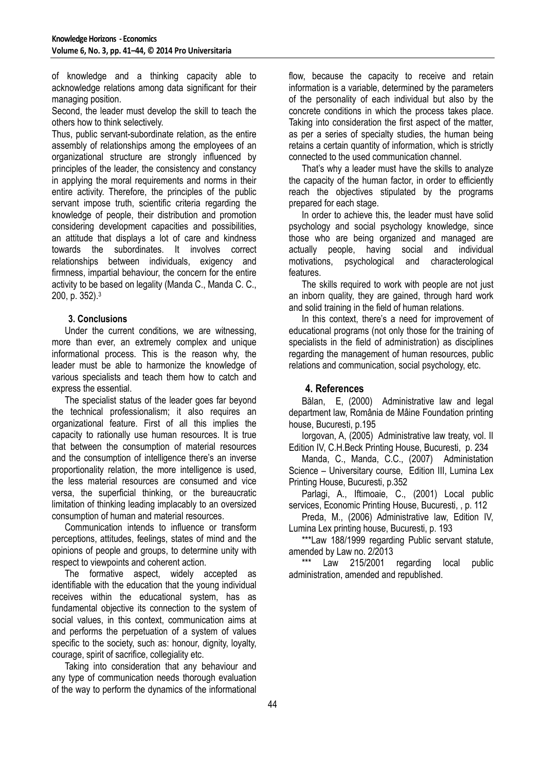of knowledge and a thinking capacity able to acknowledge relations among data significant for their managing position.

Second, the leader must develop the skill to teach the others how to think selectively.

Thus, public servant-subordinate relation, as the entire assembly of relationships among the employees of an organizational structure are strongly influenced by principles of the leader, the consistency and constancy in applying the moral requirements and norms in their entire activity. Therefore, the principles of the public servant impose truth, scientific criteria regarding the knowledge of people, their distribution and promotion considering development capacities and possibilities, an attitude that displays a lot of care and kindness towards the subordinates. It involves correct relationships between individuals, exigency and firmness, impartial behaviour, the concern for the entire activity to be based on legality (Manda C., Manda C. C., 200, p. 352).[3]

## 3. Conclusions

Under the current conditions, we are witnessing, more than ever, an extremely complex and unique informational process. This is the reason why, the leader must be able to harmonize the knowledge of various specialists and teach them how to catch and express the essential.

The specialist status of the leader goes far beyond the technical professionalism; it also requires an organizational feature. First of all this implies the capacity to rationally use human resources. It is true that between the consumption of material resources and the consumption of intelligence there's an inverse proportionality relation, the more intelligence is used, the less material resources are consumed and vice versa, the superficial thinking, or the bureaucratic limitation of thinking leading implacably to an oversized consumption of human and material resources.

Communication intends to influence or transform perceptions, attitudes, feelings, states of mind and the opinions of people and groups, to determine unity with respect to viewpoints and coherent action.

The formative aspect, widely accepted as identifiable with the education that the young individual receives within the educational system, has as fundamental objective its connection to the system of social values, in this context, communication aims at and performs the perpetuation of a system of values specific to the society, such as: honour, dignity, loyalty, courage, spirit of sacrifice, collegiality etc.

Taking into consideration that any behaviour and any type of communication needs thorough evaluation of the way to perform the dynamics of the informational flow, because the capacity to receive and retain information is a variable, determined by the parameters of the personality of each individual but also by the concrete conditions in which the process takes place. Taking into consideration the first aspect of the matter, as per a series of specialty studies, the human being retains a certain quantity of information, which is strictly connected to the used communication channel.

That's why a leader must have the skills to analyze the capacity of the human factor, in order to efficiently reach the objectives stipulated by the programs prepared for each stage.

In order to achieve this, the leader must have solid psychology and social psychology knowledge, since those who are being organized and managed are actually people, having social and individual motivations, psychological and characterological features.

The skills required to work with people are not just an inborn quality, they are gained, through hard work and solid training in the field of human relations.

In this context, there's a need for improvement of educational programs (not only those for the training of specialists in the field of administration) as disciplines regarding the management of human resources, public relations and communication, social psychology, etc.

## 4. References

Bălan, E, (2000) Administrative law and legal department law, România de Mâine Foundation printing house, Bucuresti, p.195

Iorgovan, A, (2005) Administrative law treaty, vol. II Edition IV, C.H.Beck Printing House, Bucuresti, p. 234

Manda, C., Manda, C.C., (2007) Administation Science – Universitary course, Edition III, Lumina Lex Printing House, Bucuresti, p.352

Parlagi, A., Iftimoaie, C., (2001) Local public services, Economic Printing House, Bucuresti, , p. 112

Preda, M., (2006) Administrative law, Edition IV, Lumina Lex printing house, Bucuresti, p. 193

***Law 188/1999 regarding Public servant statute, amended by Law no. 2/2013

*** Law 215/2001 regarding local public administration, amended and republished.